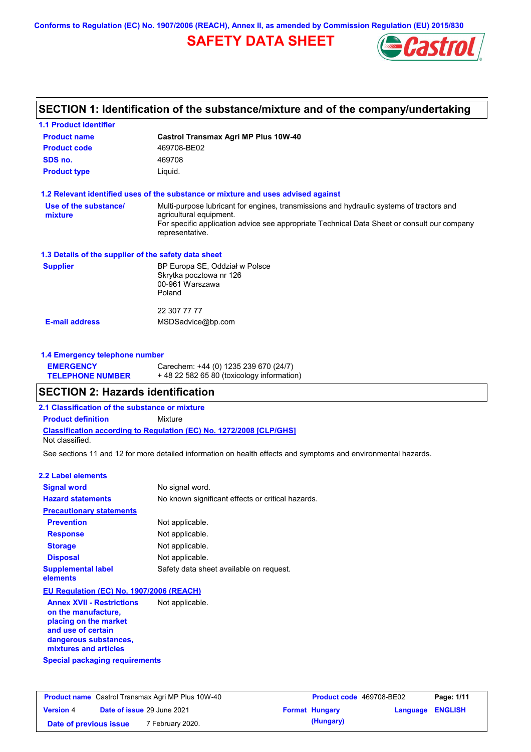Conforms to Regulation (EC) No. 1907/2006 (REACH), Annex II, as amended by Commission Regulation (EU) 2015/830

# SAFETY DATA SHEET

## SECTION 1: Identification of the substance/mixture and of the company/undertaking

### 1.1 Product identifier

| | |
|---|---|
| **Product name** | **Castrol Transmax Agri MP Plus 10W-40** |
| **Product code** | 469708-BE02 |
| **SDS no.** | 469708 |
| **Product type** | Liquid. |

### 1.2 Relevant identified uses of the substance or mixture and uses advised against

**Use of the substance/ mixture**: Multi-purpose lubricant for engines, transmissions and hydraulic systems of tractors and agricultural equipment.
For specific application advice see appropriate Technical Data Sheet or consult our company representative.

### 1.3 Details of the supplier of the safety data sheet

**Supplier**: BP Europa SE, Oddział w Polsce
Skrytka pocztowa nr 126
00-961 Warszawa
Poland

22 307 77 77

**E-mail address**: MSDSadvice@bp.com

### 1.4 Emergency telephone number

**EMERGENCY TELEPHONE NUMBER**: Carechem: +44 (0) 1235 239 670 (24/7)
+ 48 22 582 65 80 (toxicology information)

## SECTION 2: Hazards identification

### 2.1 Classification of the substance or mixture

**Product definition**: Mixture

**Classification according to Regulation (EC) No. 1272/2008 [CLP/GHS]**
Not classified.

See sections 11 and 12 for more detailed information on health effects and symptoms and environmental hazards.

### 2.2 Label elements

| | |
|---|---|
| **Signal word** | No signal word. |
| **Hazard statements** | No known significant effects or critical hazards. |

**Precautionary statements**

| | |
|---|---|
| **Prevention** | Not applicable. |
| **Response** | Not applicable. |
| **Storage** | Not applicable. |
| **Disposal** | Not applicable. |
| **Supplemental label elements** | Safety data sheet available on request. |

**EU Regulation (EC) No. 1907/2006 (REACH)**

**Annex XVII - Restrictions on the manufacture, placing on the market and use of certain dangerous substances, mixtures and articles**: Not applicable.

**Special packaging requirements**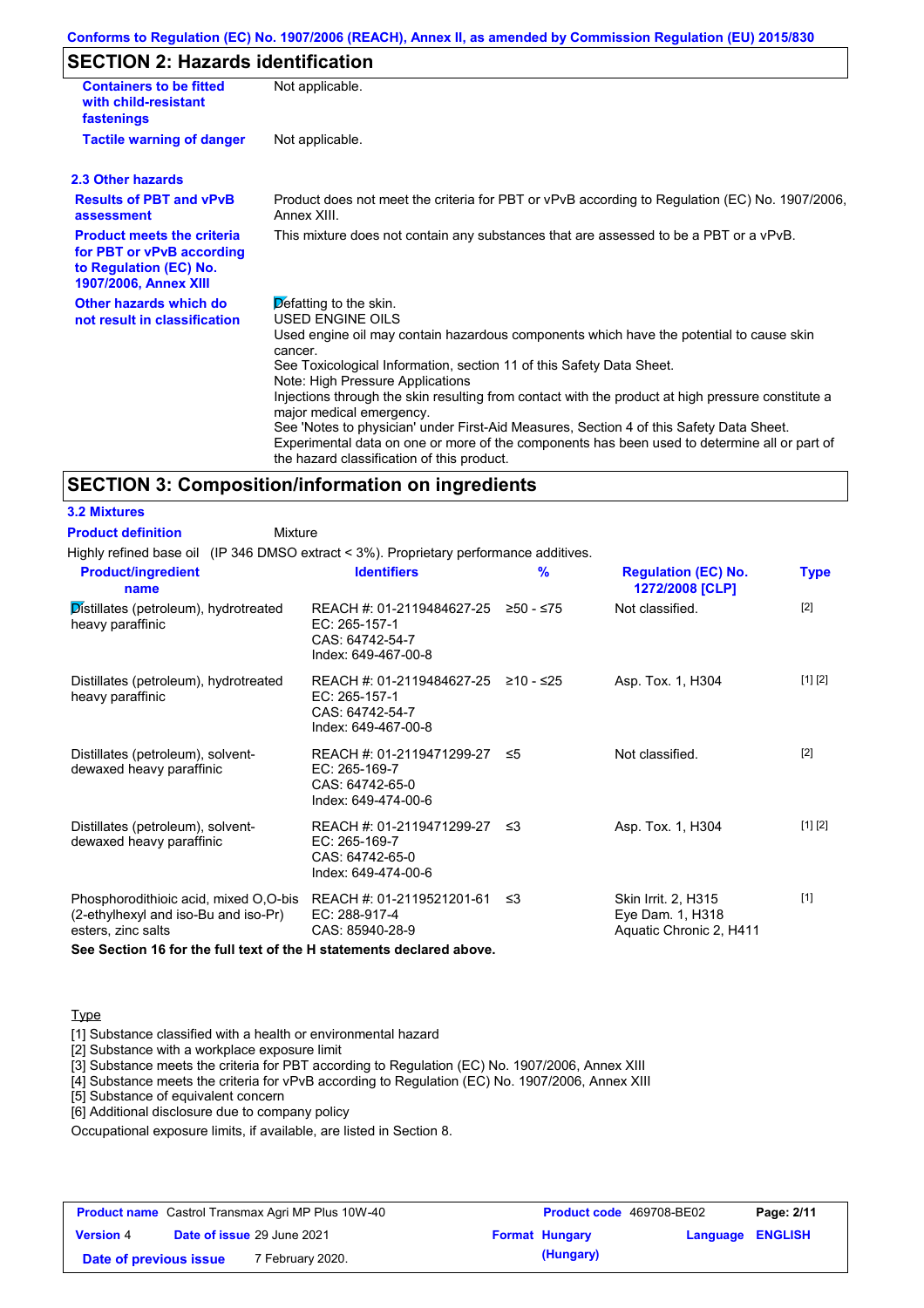## SECTION 2: Hazards identification

| | |
|---|---|
| **Containers to be fitted with child-resistant fastenings** | Not applicable. |
| **Tactile warning of danger** | Not applicable. |

### 2.3 Other hazards

| | |
|---|---|
| **Results of PBT and vPvB assessment** | Product does not meet the criteria for PBT or vPvB according to Regulation (EC) No. 1907/2006, Annex XIII. |
| **Product meets the criteria for PBT or vPvB according to Regulation (EC) No. 1907/2006, Annex XIII** | This mixture does not contain any substances that are assessed to be a PBT or a vPvB. |
| **Other hazards which do not result in classification** | Defatting to the skin. USED ENGINE OILS Used engine oil may contain hazardous components which have the potential to cause skin cancer. See Toxicological Information, section 11 of this Safety Data Sheet. Note: High Pressure Applications Injections through the skin resulting from contact with the product at high pressure constitute a major medical emergency. See 'Notes to physician' under First-Aid Measures, Section 4 of this Safety Data Sheet. Experimental data on one or more of the components has been used to determine all or part of the hazard classification of this product. |

## SECTION 3: Composition/information on ingredients

### 3.2 Mixtures

**Product definition** Mixture

Highly refined base oil (IP 346 DMSO extract < 3%). Proprietary performance additives.

| Product/ingredient name | Identifiers | % | Regulation (EC) No. 1272/2008 [CLP] | Type |
|---|---|---|---|---|
| Distillates (petroleum), hydrotreated heavy paraffinic | REACH #: 01-2119484627-25<br>EC: 265-157-1<br>CAS: 64742-54-7<br>Index: 649-467-00-8 | ≥50 - ≤75 | Not classified. | [2] |
| Distillates (petroleum), hydrotreated heavy paraffinic | REACH #: 01-2119484627-25<br>EC: 265-157-1<br>CAS: 64742-54-7<br>Index: 649-467-00-8 | ≥10 - ≤25 | Asp. Tox. 1, H304 | [1] [2] |
| Distillates (petroleum), solvent-dewaxed heavy paraffinic | REACH #: 01-2119471299-27<br>EC: 265-169-7<br>CAS: 64742-65-0<br>Index: 649-474-00-6 | ≤5 | Not classified. | [2] |
| Distillates (petroleum), solvent-dewaxed heavy paraffinic | REACH #: 01-2119471299-27<br>EC: 265-169-7<br>CAS: 64742-65-0<br>Index: 649-474-00-6 | ≤3 | Asp. Tox. 1, H304 | [1] [2] |
| Phosphorodithioic acid, mixed O,O-bis (2-ethylhexyl and iso-Bu and iso-Pr) esters, zinc salts | REACH #: 01-2119521201-61<br>EC: 288-917-4<br>CAS: 85940-28-9 | ≤3 | Skin Irrit. 2, H315<br>Eye Dam. 1, H318<br>Aquatic Chronic 2, H411 | [1] |

**See Section 16 for the full text of the H statements declared above.**

Type

[1] Substance classified with a health or environmental hazard
[2] Substance with a workplace exposure limit
[3] Substance meets the criteria for PBT according to Regulation (EC) No. 1907/2006, Annex XIII
[4] Substance meets the criteria for vPvB according to Regulation (EC) No. 1907/2006, Annex XIII
[5] Substance of equivalent concern
[6] Additional disclosure due to company policy

Occupational exposure limits, if available, are listed in Section 8.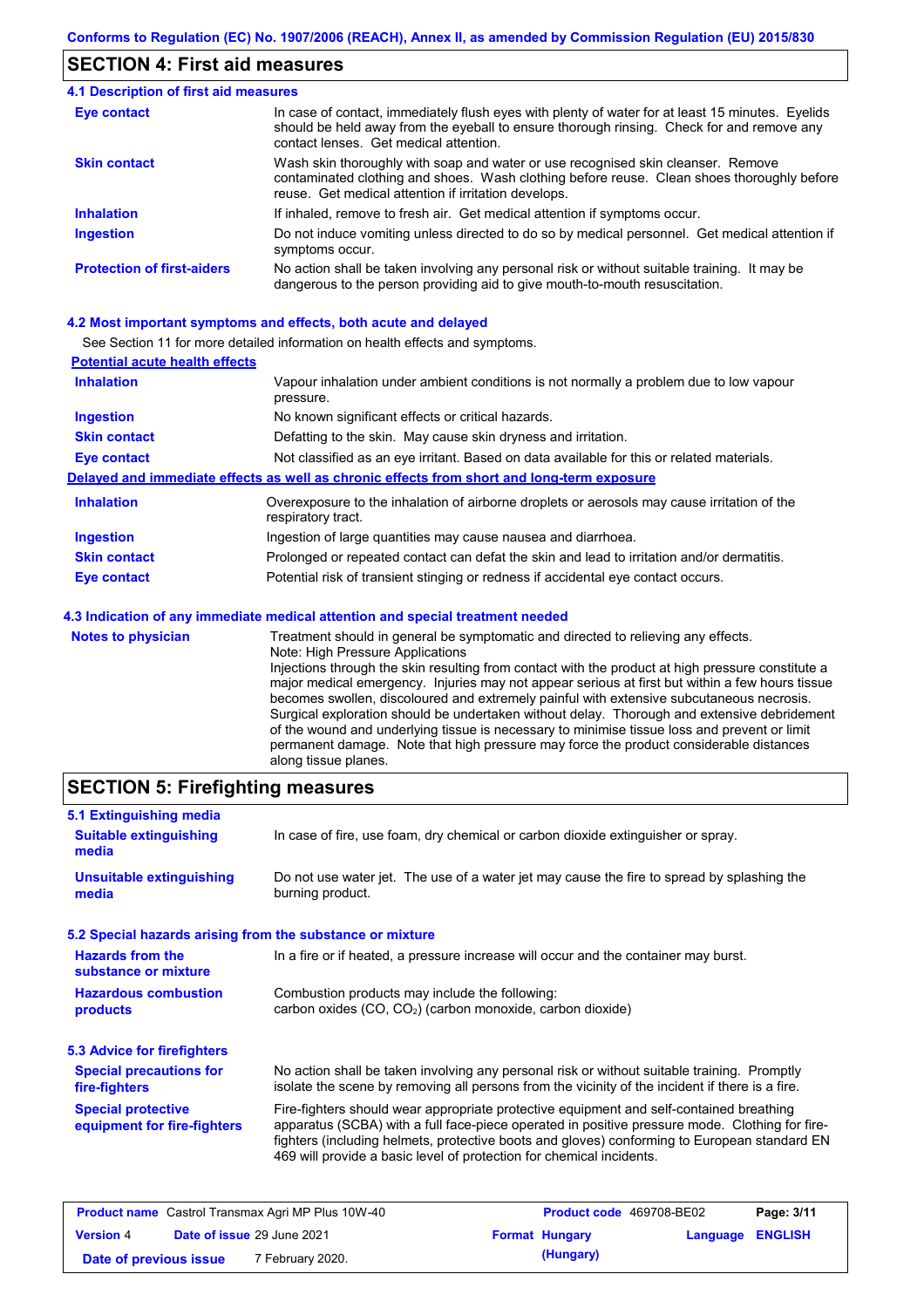## SECTION 4: First aid measures

### 4.1 Description of first aid measures

| | |
|---|---|
| **Eye contact** | In case of contact, immediately flush eyes with plenty of water for at least 15 minutes. Eyelids should be held away from the eyeball to ensure thorough rinsing. Check for and remove any contact lenses. Get medical attention. |
| **Skin contact** | Wash skin thoroughly with soap and water or use recognised skin cleanser. Remove contaminated clothing and shoes. Wash clothing before reuse. Clean shoes thoroughly before reuse. Get medical attention if irritation develops. |
| **Inhalation** | If inhaled, remove to fresh air. Get medical attention if symptoms occur. |
| **Ingestion** | Do not induce vomiting unless directed to do so by medical personnel. Get medical attention if symptoms occur. |
| **Protection of first-aiders** | No action shall be taken involving any personal risk or without suitable training. It may be dangerous to the person providing aid to give mouth-to-mouth resuscitation. |

### 4.2 Most important symptoms and effects, both acute and delayed

See Section 11 for more detailed information on health effects and symptoms.

**Potential acute health effects**

| | |
|---|---|
| **Inhalation** | Vapour inhalation under ambient conditions is not normally a problem due to low vapour pressure. |
| **Ingestion** | No known significant effects or critical hazards. |
| **Skin contact** | Defatting to the skin. May cause skin dryness and irritation. |
| **Eye contact** | Not classified as an eye irritant. Based on data available for this or related materials. |

**Delayed and immediate effects as well as chronic effects from short and long-term exposure**

| | |
|---|---|
| **Inhalation** | Overexposure to the inhalation of airborne droplets or aerosols may cause irritation of the respiratory tract. |
| **Ingestion** | Ingestion of large quantities may cause nausea and diarrhoea. |
| **Skin contact** | Prolonged or repeated contact can defat the skin and lead to irritation and/or dermatitis. |
| **Eye contact** | Potential risk of transient stinging or redness if accidental eye contact occurs. |

### 4.3 Indication of any immediate medical attention and special treatment needed

| | |
|---|---|
| **Notes to physician** | Treatment should in general be symptomatic and directed to relieving any effects. Note: High Pressure Applications Injections through the skin resulting from contact with the product at high pressure constitute a major medical emergency. Injuries may not appear serious at first but within a few hours tissue becomes swollen, discoloured and extremely painful with extensive subcutaneous necrosis. Surgical exploration should be undertaken without delay. Thorough and extensive debridement of the wound and underlying tissue is necessary to minimise tissue loss and prevent or limit permanent damage. Note that high pressure may force the product considerable distances along tissue planes. |

## SECTION 5: Firefighting measures

### 5.1 Extinguishing media

| | |
|---|---|
| **Suitable extinguishing media** | In case of fire, use foam, dry chemical or carbon dioxide extinguisher or spray. |
| **Unsuitable extinguishing media** | Do not use water jet. The use of a water jet may cause the fire to spread by splashing the burning product. |

### 5.2 Special hazards arising from the substance or mixture

| | |
|---|---|
| **Hazards from the substance or mixture** | In a fire or if heated, a pressure increase will occur and the container may burst. |
| **Hazardous combustion products** | Combustion products may include the following: carbon oxides (CO, $CO_2$) (carbon monoxide, carbon dioxide) |

### 5.3 Advice for firefighters

| | |
|---|---|
| **Special precautions for fire-fighters** | No action shall be taken involving any personal risk or without suitable training. Promptly isolate the scene by removing all persons from the vicinity of the incident if there is a fire. |
| **Special protective equipment for fire-fighters** | Fire-fighters should wear appropriate protective equipment and self-contained breathing apparatus (SCBA) with a full face-piece operated in positive pressure mode. Clothing for fire-fighters (including helmets, protective boots and gloves) conforming to European standard EN 469 will provide a basic level of protection for chemical incidents. |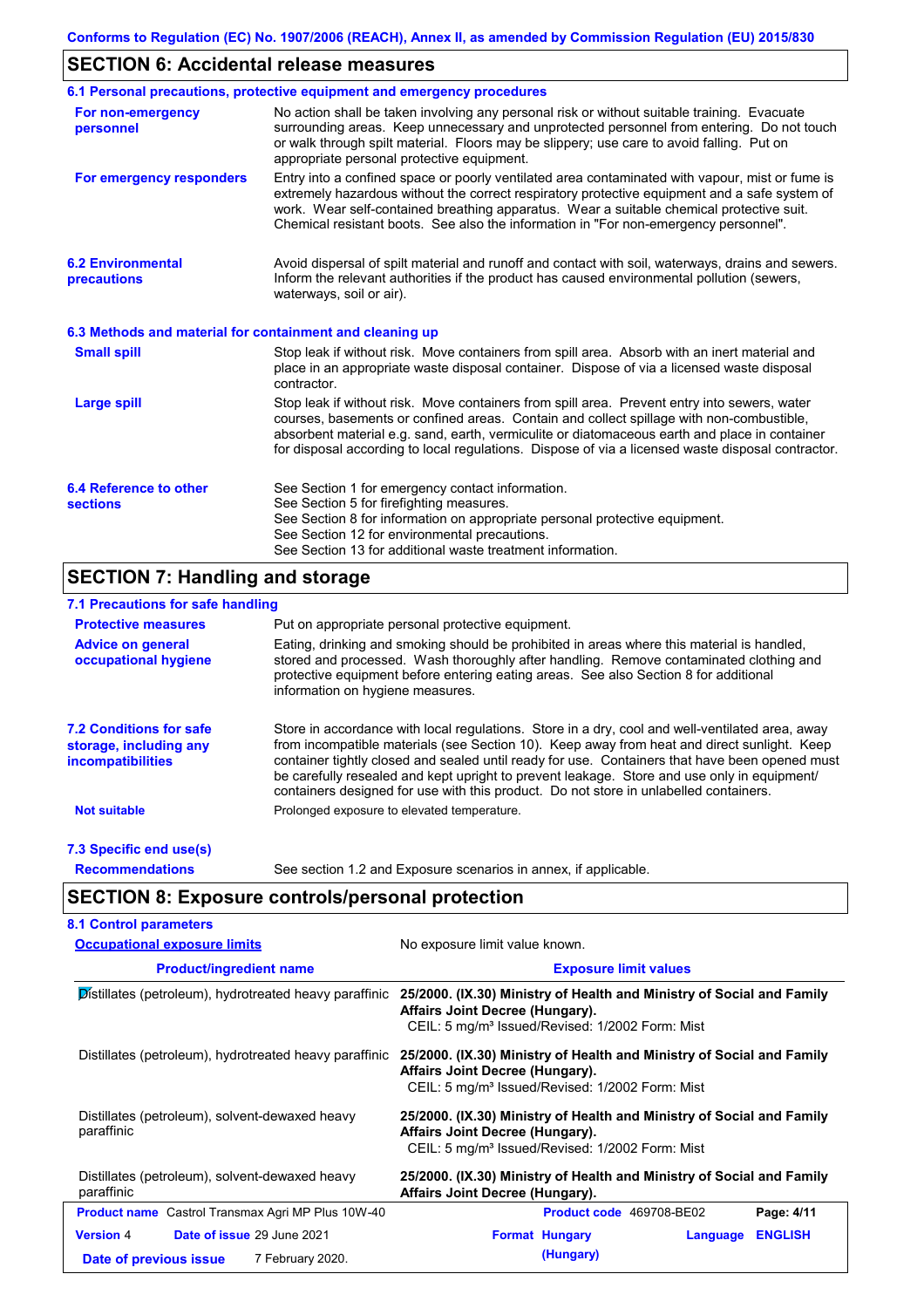## SECTION 6: Accidental release measures

### 6.1 Personal precautions, protective equipment and emergency procedures

**For non-emergency personnel**

No action shall be taken involving any personal risk or without suitable training. Evacuate surrounding areas. Keep unnecessary and unprotected personnel from entering. Do not touch or walk through spilt material. Floors may be slippery; use care to avoid falling. Put on appropriate personal protective equipment.

**For emergency responders**

Entry into a confined space or poorly ventilated area contaminated with vapour, mist or fume is extremely hazardous without the correct respiratory protective equipment and a safe system of work. Wear self-contained breathing apparatus. Wear a suitable chemical protective suit. Chemical resistant boots. See also the information in "For non-emergency personnel".

### 6.2 Environmental precautions

Avoid dispersal of spilt material and runoff and contact with soil, waterways, drains and sewers. Inform the relevant authorities if the product has caused environmental pollution (sewers, waterways, soil or air).

### 6.3 Methods and material for containment and cleaning up

**Small spill**

Stop leak if without risk. Move containers from spill area. Absorb with an inert material and place in an appropriate waste disposal container. Dispose of via a licensed waste disposal contractor.

**Large spill**

Stop leak if without risk. Move containers from spill area. Prevent entry into sewers, water courses, basements or confined areas. Contain and collect spillage with non-combustible, absorbent material e.g. sand, earth, vermiculite or diatomaceous earth and place in container for disposal according to local regulations. Dispose of via a licensed waste disposal contractor.

### 6.4 Reference to other sections

See Section 1 for emergency contact information.
See Section 5 for firefighting measures.
See Section 8 for information on appropriate personal protective equipment.
See Section 12 for environmental precautions.
See Section 13 for additional waste treatment information.

## SECTION 7: Handling and storage

### 7.1 Precautions for safe handling

**Protective measures**

Put on appropriate personal protective equipment.

**Advice on general occupational hygiene**

Eating, drinking and smoking should be prohibited in areas where this material is handled, stored and processed. Wash thoroughly after handling. Remove contaminated clothing and protective equipment before entering eating areas. See also Section 8 for additional information on hygiene measures.

### 7.2 Conditions for safe storage, including any incompatibilities

Store in accordance with local regulations. Store in a dry, cool and well-ventilated area, away from incompatible materials (see Section 10). Keep away from heat and direct sunlight. Keep container tightly closed and sealed until ready for use. Containers that have been opened must be carefully resealed and kept upright to prevent leakage. Store and use only in equipment/ containers designed for use with this product. Do not store in unlabelled containers.

**Not suitable**

Prolonged exposure to elevated temperature.

### 7.3 Specific end use(s)

**Recommendations**

See section 1.2 and Exposure scenarios in annex, if applicable.

## SECTION 8: Exposure controls/personal protection

### 8.1 Control parameters

**Occupational exposure limits**

No exposure limit value known.

| Product/ingredient name | Exposure limit values |
|---|---|
| Distillates (petroleum), hydrotreated heavy paraffinic | **25/2000. (IX.30) Ministry of Health and Ministry of Social and Family Affairs Joint Decree (Hungary).** CEIL: 5 mg/m³ Issued/Revised: 1/2002 Form: Mist |
| Distillates (petroleum), hydrotreated heavy paraffinic | **25/2000. (IX.30) Ministry of Health and Ministry of Social and Family Affairs Joint Decree (Hungary).** CEIL: 5 mg/m³ Issued/Revised: 1/2002 Form: Mist |
| Distillates (petroleum), solvent-dewaxed heavy paraffinic | **25/2000. (IX.30) Ministry of Health and Ministry of Social and Family Affairs Joint Decree (Hungary).** CEIL: 5 mg/m³ Issued/Revised: 1/2002 Form: Mist |
| Distillates (petroleum), solvent-dewaxed heavy paraffinic | **25/2000. (IX.30) Ministry of Health and Ministry of Social and Family Affairs Joint Decree (Hungary).** |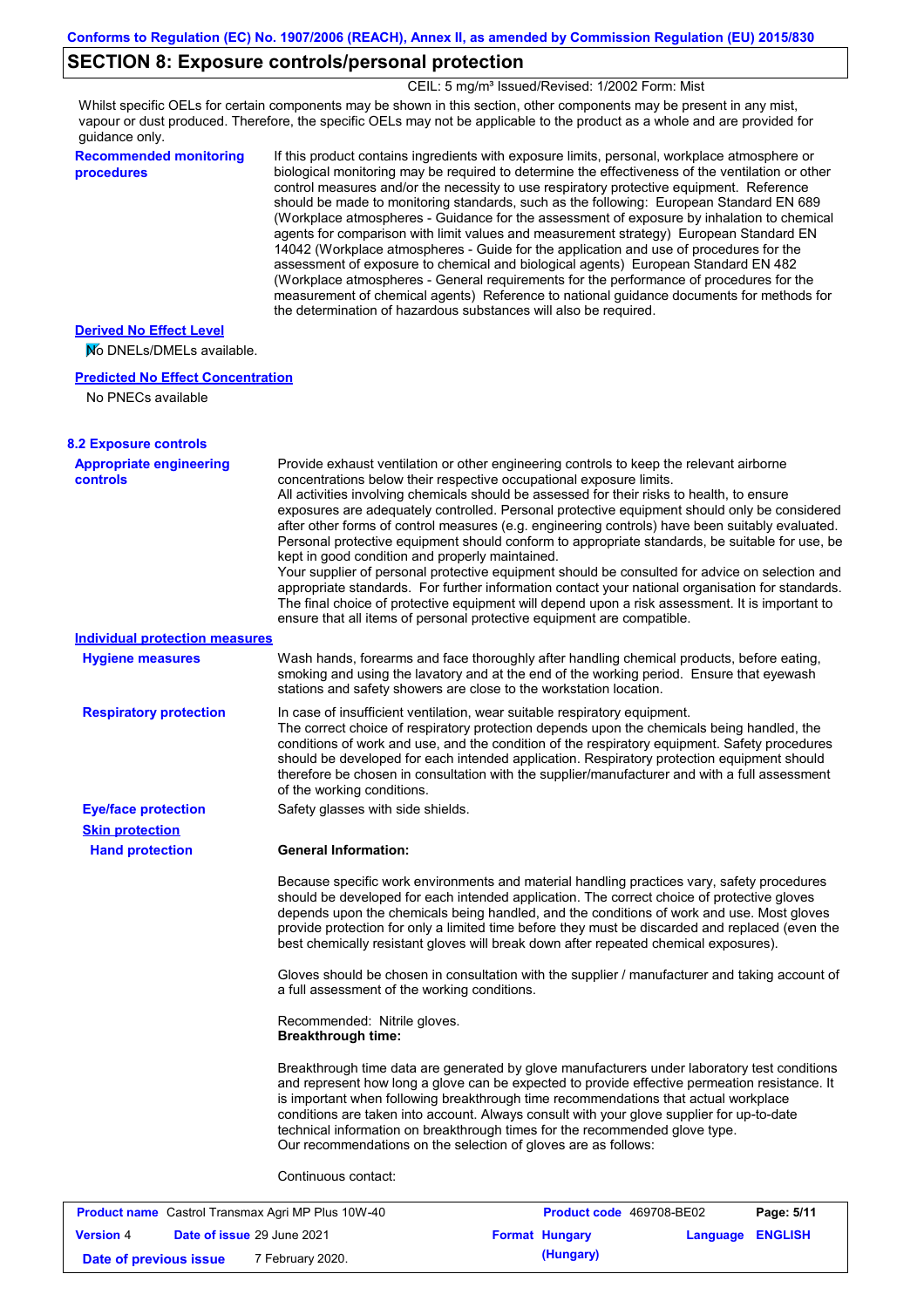## SECTION 8: Exposure controls/personal protection

CEIL: 5 mg/m³ Issued/Revised: 1/2002 Form: Mist

Whilst specific OELs for certain components may be shown in this section, other components may be present in any mist, vapour or dust produced. Therefore, the specific OELs may not be applicable to the product as a whole and are provided for guidance only.

**Recommended monitoring procedures**

If this product contains ingredients with exposure limits, personal, workplace atmosphere or biological monitoring may be required to determine the effectiveness of the ventilation or other control measures and/or the necessity to use respiratory protective equipment. Reference should be made to monitoring standards, such as the following: European Standard EN 689 (Workplace atmospheres - Guidance for the assessment of exposure by inhalation to chemical agents for comparison with limit values and measurement strategy) European Standard EN 14042 (Workplace atmospheres - Guide for the application and use of procedures for the assessment of exposure to chemical and biological agents) European Standard EN 482 (Workplace atmospheres - General requirements for the performance of procedures for the measurement of chemical agents) Reference to national guidance documents for methods for the determination of hazardous substances will also be required.

**Derived No Effect Level**

No DNELs/DMELs available.

**Predicted No Effect Concentration**

No PNECs available

### 8.2 Exposure controls

**Appropriate engineering controls**

Provide exhaust ventilation or other engineering controls to keep the relevant airborne concentrations below their respective occupational exposure limits.
All activities involving chemicals should be assessed for their risks to health, to ensure exposures are adequately controlled. Personal protective equipment should only be considered after other forms of control measures (e.g. engineering controls) have been suitably evaluated. Personal protective equipment should conform to appropriate standards, be suitable for use, be kept in good condition and properly maintained.
Your supplier of personal protective equipment should be consulted for advice on selection and appropriate standards. For further information contact your national organisation for standards. The final choice of protective equipment will depend upon a risk assessment. It is important to ensure that all items of personal protective equipment are compatible.

**Individual protection measures**

**Hygiene measures**

Wash hands, forearms and face thoroughly after handling chemical products, before eating, smoking and using the lavatory and at the end of the working period. Ensure that eyewash stations and safety showers are close to the workstation location.

**Respiratory protection**

In case of insufficient ventilation, wear suitable respiratory equipment.
The correct choice of respiratory protection depends upon the chemicals being handled, the conditions of work and use, and the condition of the respiratory equipment. Safety procedures should be developed for each intended application. Respiratory protection equipment should therefore be chosen in consultation with the supplier/manufacturer and with a full assessment of the working conditions.

**Eye/face protection**

Safety glasses with side shields.

**Skin protection**

**Hand protection**

**General Information:**

Because specific work environments and material handling practices vary, safety procedures should be developed for each intended application. The correct choice of protective gloves depends upon the chemicals being handled, and the conditions of work and use. Most gloves provide protection for only a limited time before they must be discarded and replaced (even the best chemically resistant gloves will break down after repeated chemical exposures).

Gloves should be chosen in consultation with the supplier / manufacturer and taking account of a full assessment of the working conditions.

Recommended: Nitrile gloves.
**Breakthrough time:**

Breakthrough time data are generated by glove manufacturers under laboratory test conditions and represent how long a glove can be expected to provide effective permeation resistance. It is important when following breakthrough time recommendations that actual workplace conditions are taken into account. Always consult with your glove supplier for up-to-date technical information on breakthrough times for the recommended glove type.
Our recommendations on the selection of gloves are as follows:

Continuous contact: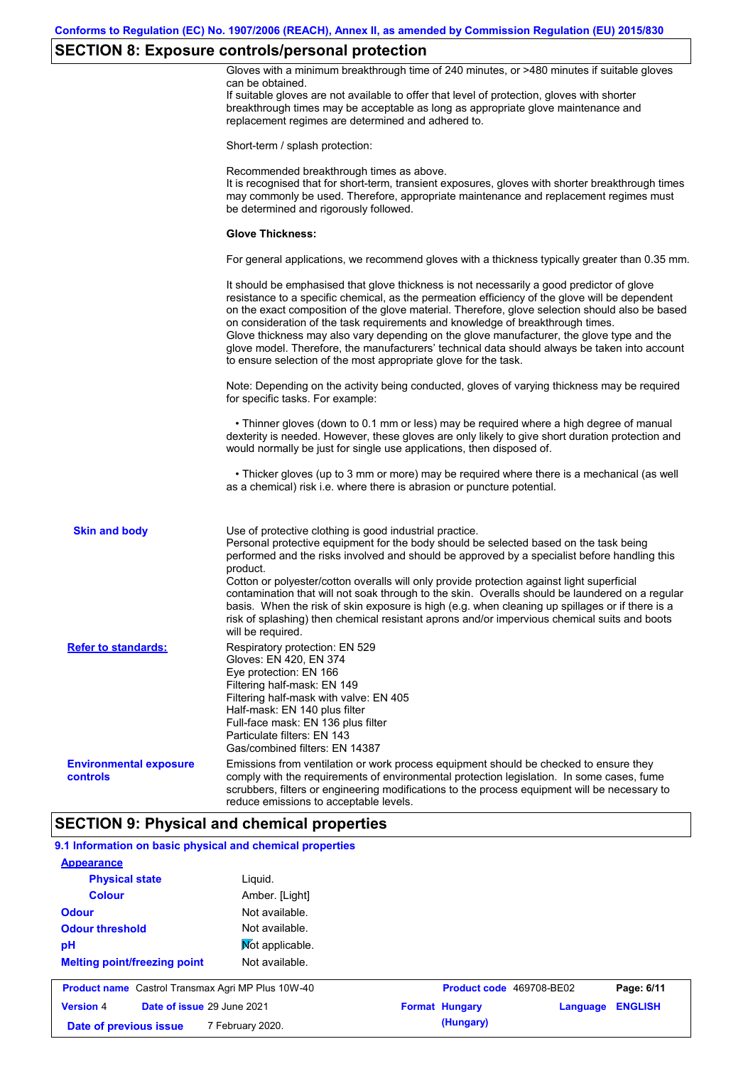## SECTION 8: Exposure controls/personal protection

Gloves with a minimum breakthrough time of 240 minutes, or >480 minutes if suitable gloves can be obtained.
If suitable gloves are not available to offer that level of protection, gloves with shorter breakthrough times may be acceptable as long as appropriate glove maintenance and replacement regimes are determined and adhered to.

Short-term / splash protection:

Recommended breakthrough times as above.
It is recognised that for short-term, transient exposures, gloves with shorter breakthrough times may commonly be used. Therefore, appropriate maintenance and replacement regimes must be determined and rigorously followed.

**Glove Thickness:**

For general applications, we recommend gloves with a thickness typically greater than 0.35 mm.

It should be emphasised that glove thickness is not necessarily a good predictor of glove resistance to a specific chemical, as the permeation efficiency of the glove will be dependent on the exact composition of the glove material. Therefore, glove selection should also be based on consideration of the task requirements and knowledge of breakthrough times.
Glove thickness may also vary depending on the glove manufacturer, the glove type and the glove model. Therefore, the manufacturers' technical data should always be taken into account to ensure selection of the most appropriate glove for the task.

Note: Depending on the activity being conducted, gloves of varying thickness may be required for specific tasks. For example:

- Thinner gloves (down to 0.1 mm or less) may be required where a high degree of manual dexterity is needed. However, these gloves are only likely to give short duration protection and would normally be just for single use applications, then disposed of.

- Thicker gloves (up to 3 mm or more) may be required where there is a mechanical (as well as a chemical) risk i.e. where there is abrasion or puncture potential.

**Skin and body**

Use of protective clothing is good industrial practice.
Personal protective equipment for the body should be selected based on the task being performed and the risks involved and should be approved by a specialist before handling this product.
Cotton or polyester/cotton overalls will only provide protection against light superficial contamination that will not soak through to the skin. Overalls should be laundered on a regular basis. When the risk of skin exposure is high (e.g. when cleaning up spillages or if there is a risk of splashing) then chemical resistant aprons and/or impervious chemical suits and boots will be required.

**Refer to standards:**

Respiratory protection: EN 529
Gloves: EN 420, EN 374
Eye protection: EN 166
Filtering half-mask: EN 149
Filtering half-mask with valve: EN 405
Half-mask: EN 140 plus filter
Full-face mask: EN 136 plus filter
Particulate filters: EN 143
Gas/combined filters: EN 14387

**Environmental exposure controls**

Emissions from ventilation or work process equipment should be checked to ensure they comply with the requirements of environmental protection legislation. In some cases, fume scrubbers, filters or engineering modifications to the process equipment will be necessary to reduce emissions to acceptable levels.

## SECTION 9: Physical and chemical properties

### 9.1 Information on basic physical and chemical properties

**Appearance**

| | |
|---|---|
| **Physical state** | Liquid. |
| **Colour** | Amber. [Light] |
| **Odour** | Not available. |
| **Odour threshold** | Not available. |
| **pH** | Not applicable. |
| **Melting point/freezing point** | Not available. |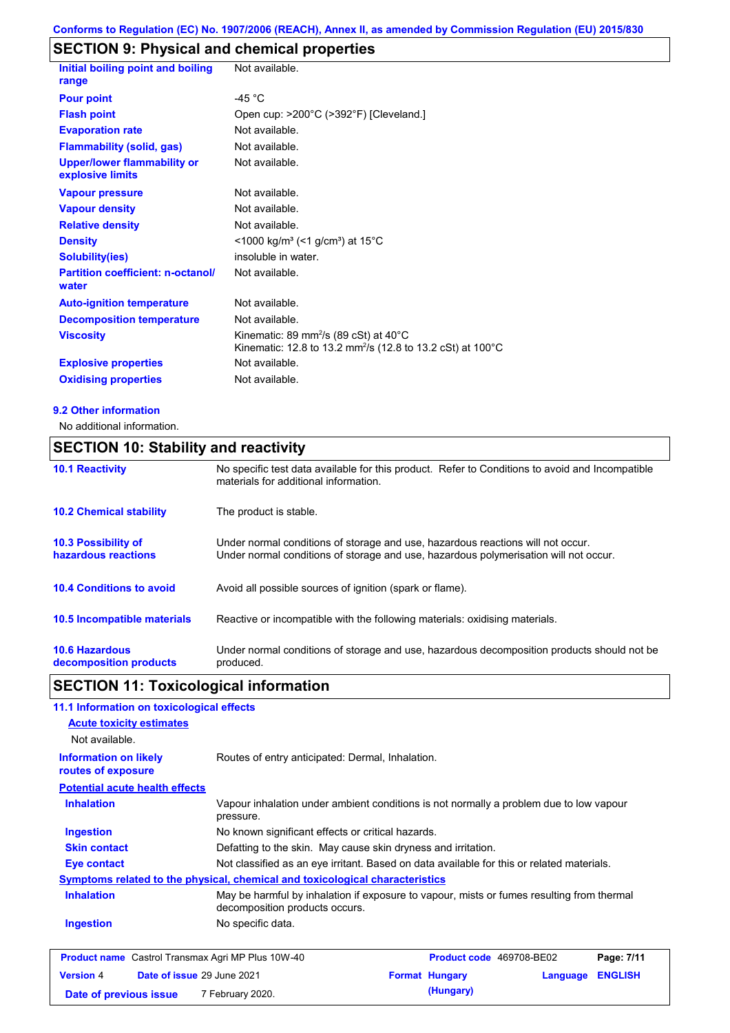## SECTION 9: Physical and chemical properties

| | |
|---|---|
| **Initial boiling point and boiling range** | Not available. |
| **Pour point** | -45 °C |
| **Flash point** | Open cup: >200°C (>392°F) [Cleveland.] |
| **Evaporation rate** | Not available. |
| **Flammability (solid, gas)** | Not available. |
| **Upper/lower flammability or explosive limits** | Not available. |
| **Vapour pressure** | Not available. |
| **Vapour density** | Not available. |
| **Relative density** | Not available. |
| **Density** | <1000 kg/m³ (<1 g/cm³) at 15°C |
| **Solubility(ies)** | insoluble in water. |
| **Partition coefficient: n-octanol/ water** | Not available. |
| **Auto-ignition temperature** | Not available. |
| **Decomposition temperature** | Not available. |
| **Viscosity** | Kinematic: 89 $mm^2/s$ (89 cSt) at 40°C<br>Kinematic: 12.8 to 13.2 $mm^2/s$ (12.8 to 13.2 cSt) at 100°C |
| **Explosive properties** | Not available. |
| **Oxidising properties** | Not available. |

### 9.2 Other information

No additional information.

## SECTION 10: Stability and reactivity

| | |
|---|---|
| **10.1 Reactivity** | No specific test data available for this product. Refer to Conditions to avoid and Incompatible materials for additional information. |
| **10.2 Chemical stability** | The product is stable. |
| **10.3 Possibility of hazardous reactions** | Under normal conditions of storage and use, hazardous reactions will not occur.<br>Under normal conditions of storage and use, hazardous polymerisation will not occur. |
| **10.4 Conditions to avoid** | Avoid all possible sources of ignition (spark or flame). |
| **10.5 Incompatible materials** | Reactive or incompatible with the following materials: oxidising materials. |
| **10.6 Hazardous decomposition products** | Under normal conditions of storage and use, hazardous decomposition products should not be produced. |

## SECTION 11: Toxicological information

### 11.1 Information on toxicological effects

**Acute toxicity estimates**

Not available.

| | |
|---|---|
| **Information on likely routes of exposure** | Routes of entry anticipated: Dermal, Inhalation. |

**Potential acute health effects**

| | |
|---|---|
| **Inhalation** | Vapour inhalation under ambient conditions is not normally a problem due to low vapour pressure. |
| **Ingestion** | No known significant effects or critical hazards. |
| **Skin contact** | Defatting to the skin. May cause skin dryness and irritation. |
| **Eye contact** | Not classified as an eye irritant. Based on data available for this or related materials. |

**Symptoms related to the physical, chemical and toxicological characteristics**

| | |
|---|---|
| **Inhalation** | May be harmful by inhalation if exposure to vapour, mists or fumes resulting from thermal decomposition products occurs. |
| **Ingestion** | No specific data. |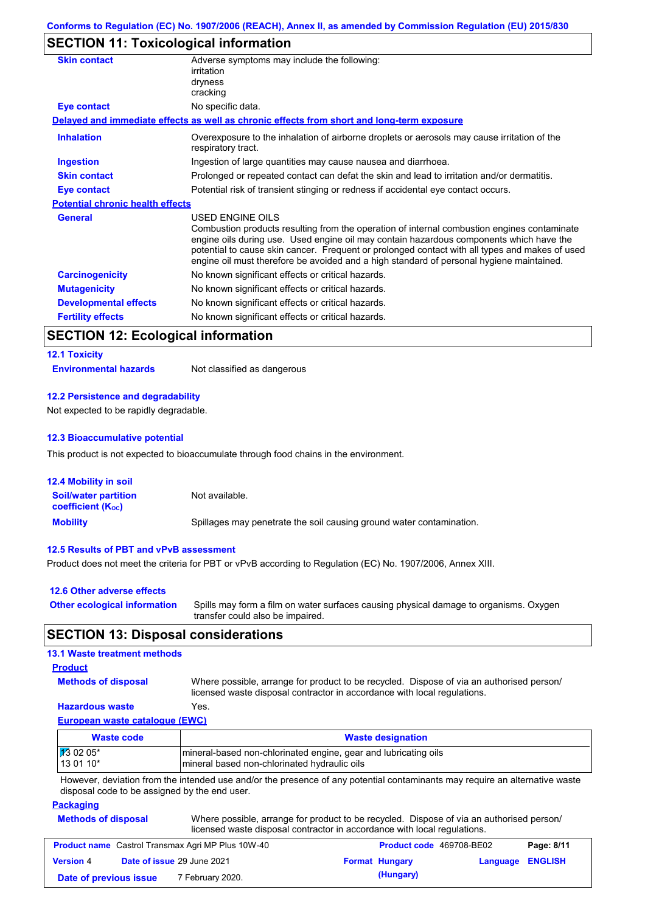## SECTION 11: Toxicological information

**Skin contact**
Adverse symptoms may include the following:
irritation
dryness
cracking

**Eye contact**
No specific data.

**Delayed and immediate effects as well as chronic effects from short and long-term exposure**

**Inhalation**
Overexposure to the inhalation of airborne droplets or aerosols may cause irritation of the respiratory tract.

**Ingestion**
Ingestion of large quantities may cause nausea and diarrhoea.

**Skin contact**
Prolonged or repeated contact can defat the skin and lead to irritation and/or dermatitis.

**Eye contact**
Potential risk of transient stinging or redness if accidental eye contact occurs.

**Potential chronic health effects**

**General**
USED ENGINE OILS
Combustion products resulting from the operation of internal combustion engines contaminate engine oils during use. Used engine oil may contain hazardous components which have the potential to cause skin cancer. Frequent or prolonged contact with all types and makes of used engine oil must therefore be avoided and a high standard of personal hygiene maintained.

**Carcinogenicity**
No known significant effects or critical hazards.

**Mutagenicity**
No known significant effects or critical hazards.

**Developmental effects**
No known significant effects or critical hazards.

**Fertility effects**
No known significant effects or critical hazards.

## SECTION 12: Ecological information

### 12.1 Toxicity

**Environmental hazards**
Not classified as dangerous

### 12.2 Persistence and degradability

Not expected to be rapidly degradable.

### 12.3 Bioaccumulative potential

This product is not expected to bioaccumulate through food chains in the environment.

### 12.4 Mobility in soil

**Soil/water partition coefficient ($K_{OC}$)**
Not available.

**Mobility**
Spillages may penetrate the soil causing ground water contamination.

### 12.5 Results of PBT and vPvB assessment

Product does not meet the criteria for PBT or vPvB according to Regulation (EC) No. 1907/2006, Annex XIII.

### 12.6 Other adverse effects

**Other ecological information**
Spills may form a film on water surfaces causing physical damage to organisms. Oxygen transfer could also be impaired.

## SECTION 13: Disposal considerations

### 13.1 Waste treatment methods

**Product**

**Methods of disposal**
Where possible, arrange for product to be recycled. Dispose of via an authorised person/ licensed waste disposal contractor in accordance with local regulations.

**Hazardous waste**
Yes.

**European waste catalogue (EWC)**

| Waste code | Waste designation |
|---|---|
| 13 02 05* | mineral-based non-chlorinated engine, gear and lubricating oils |
| 13 01 10* | mineral based non-chlorinated hydraulic oils |

However, deviation from the intended use and/or the presence of any potential contaminants may require an alternative waste disposal code to be assigned by the end user.

**Packaging**

**Methods of disposal**
Where possible, arrange for product to be recycled. Dispose of via an authorised person/ licensed waste disposal contractor in accordance with local regulations.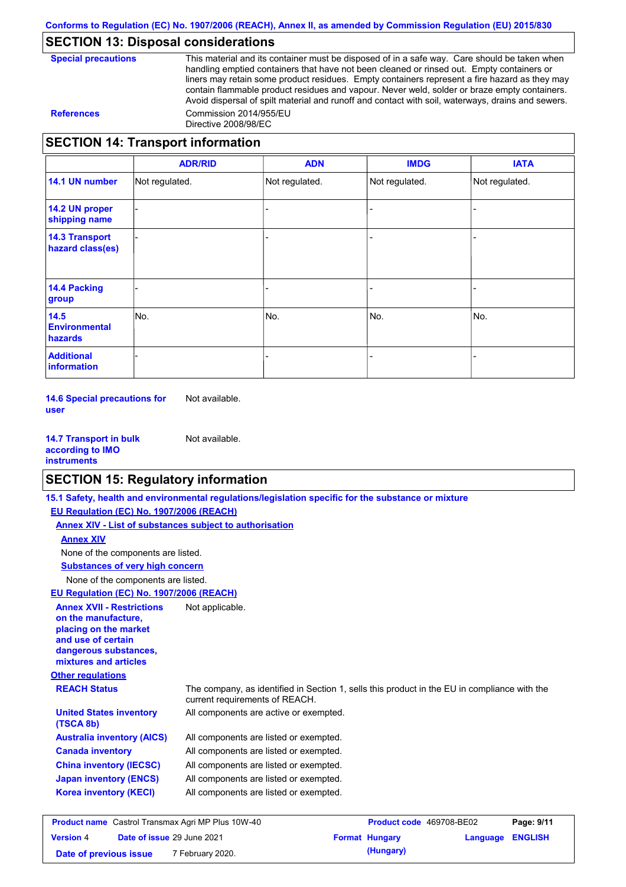## SECTION 13: Disposal considerations

**Special precautions**
This material and its container must be disposed of in a safe way. Care should be taken when handling emptied containers that have not been cleaned or rinsed out. Empty containers or liners may retain some product residues. Empty containers represent a fire hazard as they may contain flammable product residues and vapour. Never weld, solder or braze empty containers. Avoid dispersal of spilt material and runoff and contact with soil, waterways, drains and sewers.

**References**
Commission 2014/955/EU
Directive 2008/98/EC

## SECTION 14: Transport information

| | ADR/RID | ADN | IMDG | IATA |
|---|---|---|---|---|
| **14.1 UN number** | Not regulated. | Not regulated. | Not regulated. | Not regulated. |
| **14.2 UN proper shipping name** | - | - | - | - |
| **14.3 Transport hazard class(es)** | - | - | - | - |
| **14.4 Packing group** | - | - | - | - |
| **14.5 Environmental hazards** | No. | No. | No. | No. |
| **Additional information** | - | - | - | - |

**14.6 Special precautions for user** Not available.

**14.7 Transport in bulk according to IMO instruments** Not available.

## SECTION 15: Regulatory information

**15.1 Safety, health and environmental regulations/legislation specific for the substance or mixture**

**EU Regulation (EC) No. 1907/2006 (REACH)**

**Annex XIV - List of substances subject to authorisation**

**Annex XIV**

None of the components are listed.

**Substances of very high concern**

None of the components are listed.

**EU Regulation (EC) No. 1907/2006 (REACH)**

**Annex XVII - Restrictions on the manufacture, placing on the market and use of certain dangerous substances, mixtures and articles** Not applicable.

**Other regulations**

**REACH Status** The company, as identified in Section 1, sells this product in the EU in compliance with the current requirements of REACH.

**United States inventory (TSCA 8b)** All components are active or exempted.

**Australia inventory (AICS)** All components are listed or exempted.

**Canada inventory** All components are listed or exempted.

**China inventory (IECSC)** All components are listed or exempted.

**Japan inventory (ENCS)** All components are listed or exempted.

**Korea inventory (KECI)** All components are listed or exempted.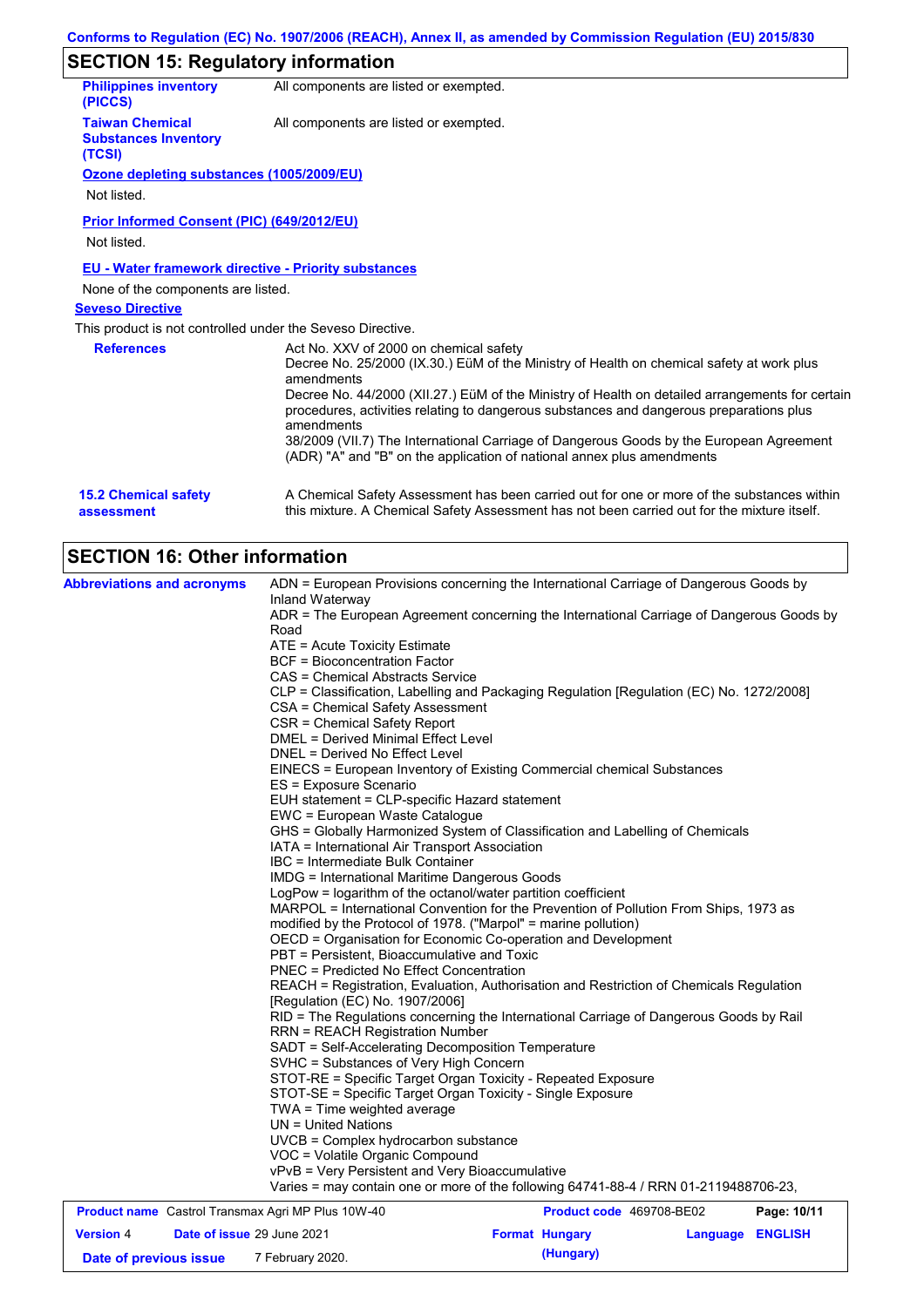## SECTION 15: Regulatory information

**Philippines inventory (PICCS)**: All components are listed or exempted.

**Taiwan Chemical Substances Inventory (TCSI)**: All components are listed or exempted.

**Ozone depleting substances (1005/2009/EU)**

Not listed.

**Prior Informed Consent (PIC) (649/2012/EU)**

Not listed.

**EU - Water framework directive - Priority substances**

None of the components are listed.

**Seveso Directive**

This product is not controlled under the Seveso Directive.

**References**

Act No. XXV of 2000 on chemical safety
Decree No. 25/2000 (IX.30.) EüM of the Ministry of Health on chemical safety at work plus amendments
Decree No. 44/2000 (XII.27.) EüM of the Ministry of Health on detailed arrangements for certain procedures, activities relating to dangerous substances and dangerous preparations plus amendments
38/2009 (VII.7) The International Carriage of Dangerous Goods by the European Agreement (ADR) "A" and "B" on the application of national annex plus amendments

**15.2 Chemical safety assessment**: A Chemical Safety Assessment has been carried out for one or more of the substances within this mixture. A Chemical Safety Assessment has not been carried out for the mixture itself.

## SECTION 16: Other information

**Abbreviations and acronyms**

ADN = European Provisions concerning the International Carriage of Dangerous Goods by Inland Waterway
ADR = The European Agreement concerning the International Carriage of Dangerous Goods by Road
ATE = Acute Toxicity Estimate
BCF = Bioconcentration Factor
CAS = Chemical Abstracts Service
CLP = Classification, Labelling and Packaging Regulation [Regulation (EC) No. 1272/2008]
CSA = Chemical Safety Assessment
CSR = Chemical Safety Report
DMEL = Derived Minimal Effect Level
DNEL = Derived No Effect Level
EINECS = European Inventory of Existing Commercial chemical Substances
ES = Exposure Scenario
EUH statement = CLP-specific Hazard statement
EWC = European Waste Catalogue
GHS = Globally Harmonized System of Classification and Labelling of Chemicals
IATA = International Air Transport Association
IBC = Intermediate Bulk Container
IMDG = International Maritime Dangerous Goods
LogPow = logarithm of the octanol/water partition coefficient
MARPOL = International Convention for the Prevention of Pollution From Ships, 1973 as modified by the Protocol of 1978. ("Marpol" = marine pollution)
OECD = Organisation for Economic Co-operation and Development
PBT = Persistent, Bioaccumulative and Toxic
PNEC = Predicted No Effect Concentration
REACH = Registration, Evaluation, Authorisation and Restriction of Chemicals Regulation [Regulation (EC) No. 1907/2006]
RID = The Regulations concerning the International Carriage of Dangerous Goods by Rail
RRN = REACH Registration Number
SADT = Self-Accelerating Decomposition Temperature
SVHC = Substances of Very High Concern
STOT-RE = Specific Target Organ Toxicity - Repeated Exposure
STOT-SE = Specific Target Organ Toxicity - Single Exposure
TWA = Time weighted average
UN = United Nations
UVCB = Complex hydrocarbon substance
VOC = Volatile Organic Compound
vPvB = Very Persistent and Very Bioaccumulative
Varies = may contain one or more of the following 64741-88-4 / RRN 01-2119488706-23,

| **Product name** Castrol Transmax Agri MP Plus 10W-40 | **Product code** 469708-BE02 | |
|---|---|---|
| **Version** 4 **Date of issue** 29 June 2021 | **Format** Hungary (Hungary) | **Language** ENGLISH |
| **Date of previous issue** 7 February 2020. | | |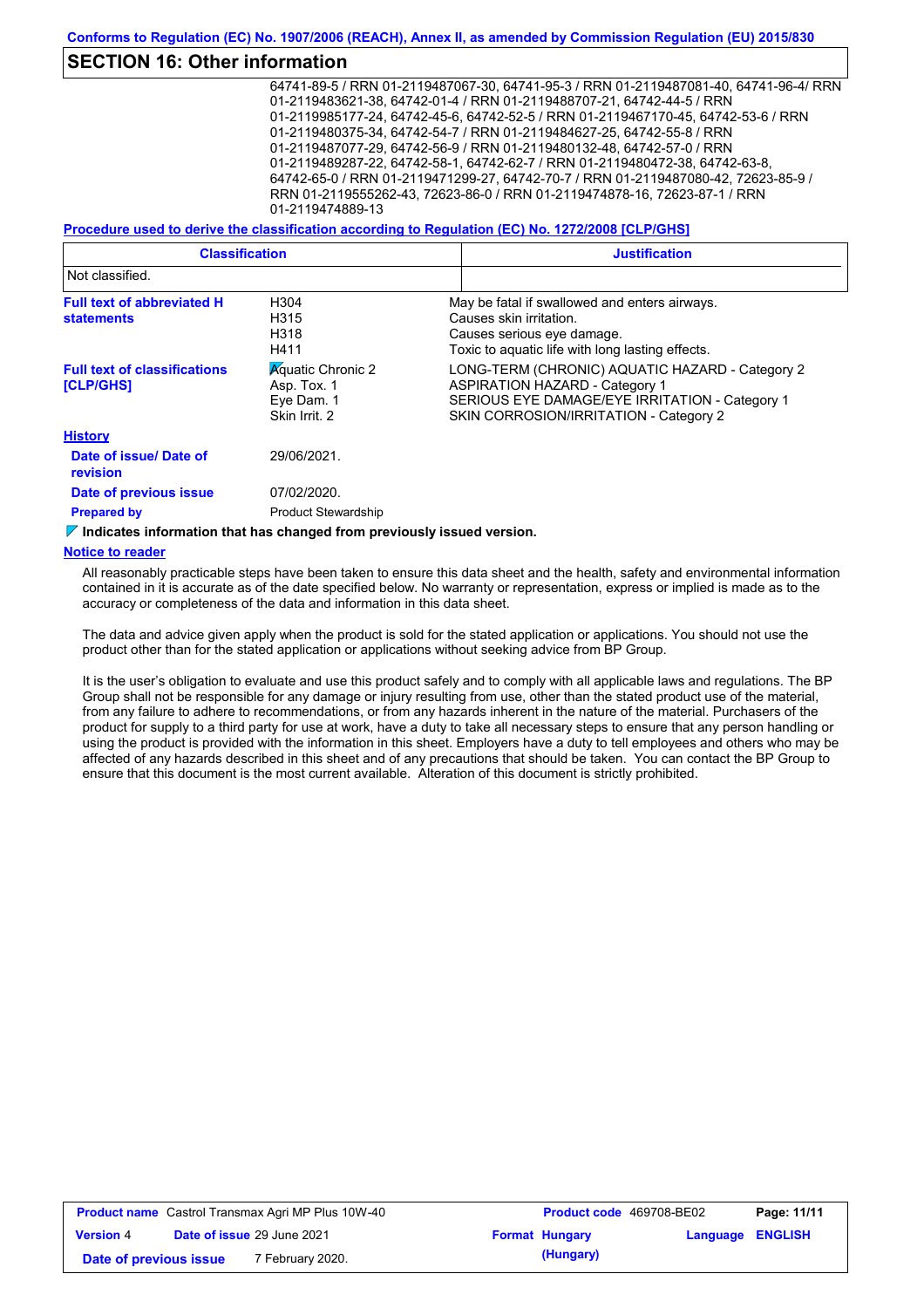## SECTION 16: Other information

64741-89-5 / RRN 01-2119487067-30, 64741-95-3 / RRN 01-2119487081-40, 64741-96-4/ RRN 01-2119483621-38, 64742-01-4 / RRN 01-2119488707-21, 64742-44-5 / RRN 01-2119985177-24, 64742-45-6, 64742-52-5 / RRN 01-2119467170-45, 64742-53-6 / RRN 01-2119480375-34, 64742-54-7 / RRN 01-2119484627-25, 64742-55-8 / RRN 01-2119487077-29, 64742-56-9 / RRN 01-2119480132-48, 64742-57-0 / RRN 01-2119489287-22, 64742-58-1, 64742-62-7 / RRN 01-2119480472-38, 64742-63-8, 64742-65-0 / RRN 01-2119471299-27, 64742-70-7 / RRN 01-2119487080-42, 72623-85-9 / RRN 01-2119555262-43, 72623-86-0 / RRN 01-2119474878-16, 72623-87-1 / RRN 01-2119474889-13

**Procedure used to derive the classification according to Regulation (EC) No. 1272/2008 [CLP/GHS]**

| Classification | Justification |
|---|---|
| Not classified. | |

**Full text of abbreviated H statements**

| | |
|---|---|
| H304 | May be fatal if swallowed and enters airways. |
| H315 | Causes skin irritation. |
| H318 | Causes serious eye damage. |
| H411 | Toxic to aquatic life with long lasting effects. |

**Full text of classifications [CLP/GHS]**

| | |
|---|---|
| Aquatic Chronic 2 | LONG-TERM (CHRONIC) AQUATIC HAZARD - Category 2 |
| Asp. Tox. 1 | ASPIRATION HAZARD - Category 1 |
| Eye Dam. 1 | SERIOUS EYE DAMAGE/EYE IRRITATION - Category 1 |
| Skin Irrit. 2 | SKIN CORROSION/IRRITATION - Category 2 |

**History**

**Date of issue/ Date of revision** 29/06/2021.

**Date of previous issue** 07/02/2020.

**Prepared by** Product Stewardship

**Indicates information that has changed from previously issued version.**

**Notice to reader**

All reasonably practicable steps have been taken to ensure this data sheet and the health, safety and environmental information contained in it is accurate as of the date specified below. No warranty or representation, express or implied is made as to the accuracy or completeness of the data and information in this data sheet.

The data and advice given apply when the product is sold for the stated application or applications. You should not use the product other than for the stated application or applications without seeking advice from BP Group.

It is the user's obligation to evaluate and use this product safely and to comply with all applicable laws and regulations. The BP Group shall not be responsible for any damage or injury resulting from use, other than the stated product use of the material, from any failure to adhere to recommendations, or from any hazards inherent in the nature of the material. Purchasers of the product for supply to a third party for use at work, have a duty to take all necessary steps to ensure that any person handling or using the product is provided with the information in this sheet. Employers have a duty to tell employees and others who may be affected of any hazards described in this sheet and of any precautions that should be taken. You can contact the BP Group to ensure that this document is the most current available. Alteration of this document is strictly prohibited.